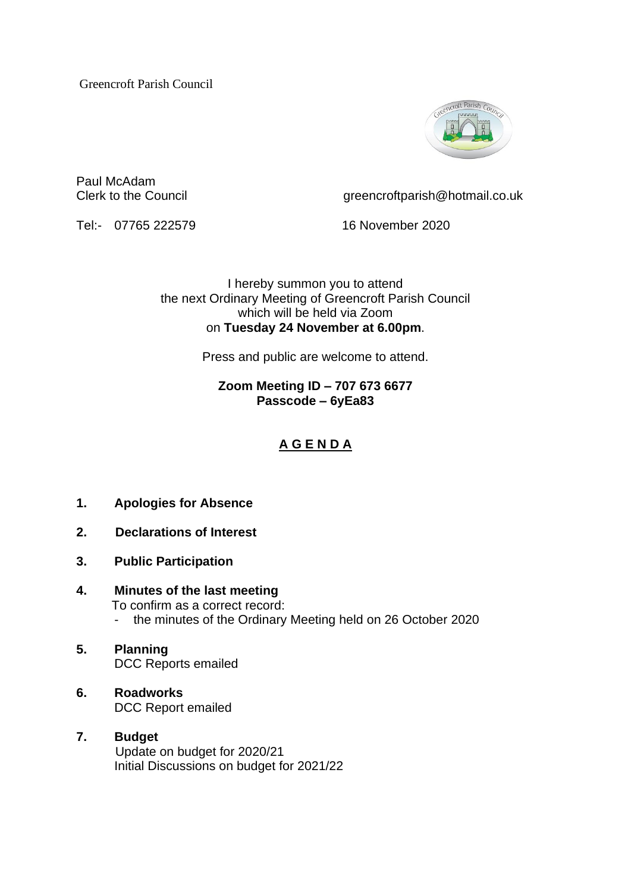Greencroft Parish Council

Paul McAdam
Clerk to the Council

greencroftparish@hotmail.co.uk

Tel:- 07765 222579

16 November 2020

I hereby summon you to attend
the next Ordinary Meeting of Greencroft Parish Council
which will be held via Zoom
on **Tuesday 24 November at 6.00pm**.

Press and public are welcome to attend.

**Zoom Meeting ID – 707 673 6677**
**Passcode – 6yEa83**

## A G E N D A

1. **Apologies for Absence**

2. **Declarations of Interest**

3. **Public Participation**

4. **Minutes of the last meeting**
   To confirm as a correct record:
   - the minutes of the Ordinary Meeting held on 26 October 2020

5. **Planning**
   DCC Reports emailed

6. **Roadworks**
   DCC Report emailed

7. **Budget**
   Update on budget for 2020/21
   Initial Discussions on budget for 2021/22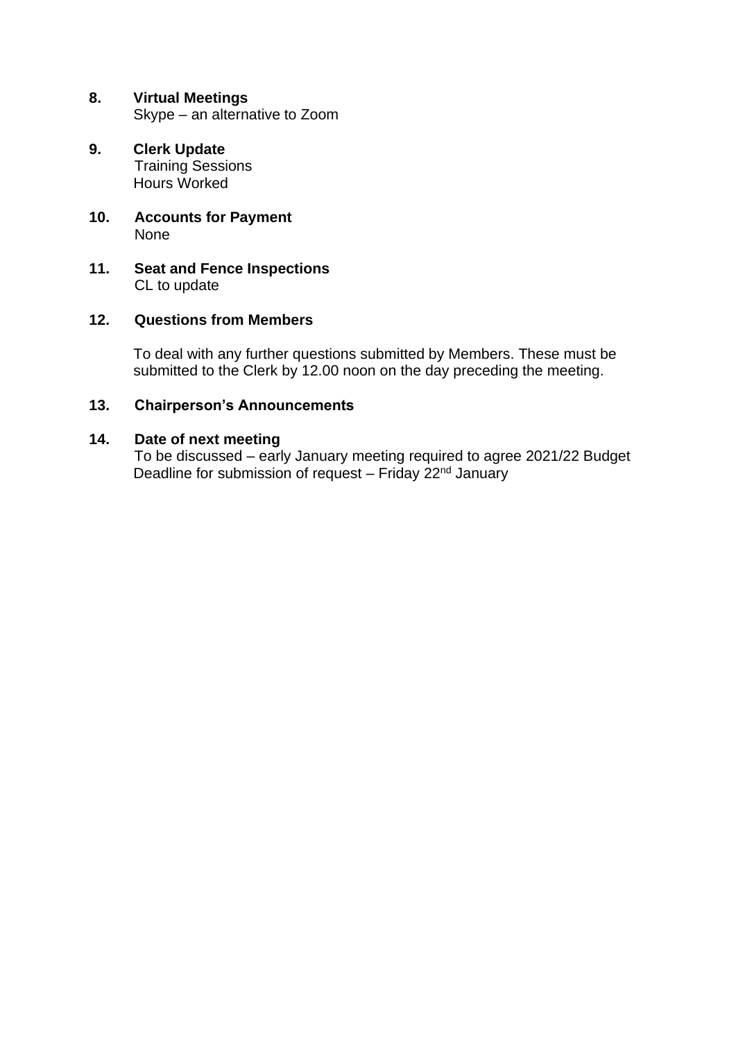**8. Virtual Meetings**
Skype – an alternative to Zoom

**9. Clerk Update**
Training Sessions
Hours Worked

**10. Accounts for Payment**
None

**11. Seat and Fence Inspections**
CL to update

**12. Questions from Members**

To deal with any further questions submitted by Members. These must be submitted to the Clerk by 12.00 noon on the day preceding the meeting.

**13. Chairperson's Announcements**

**14. Date of next meeting**
To be discussed – early January meeting required to agree 2021/22 Budget
Deadline for submission of request – Friday 22nd January